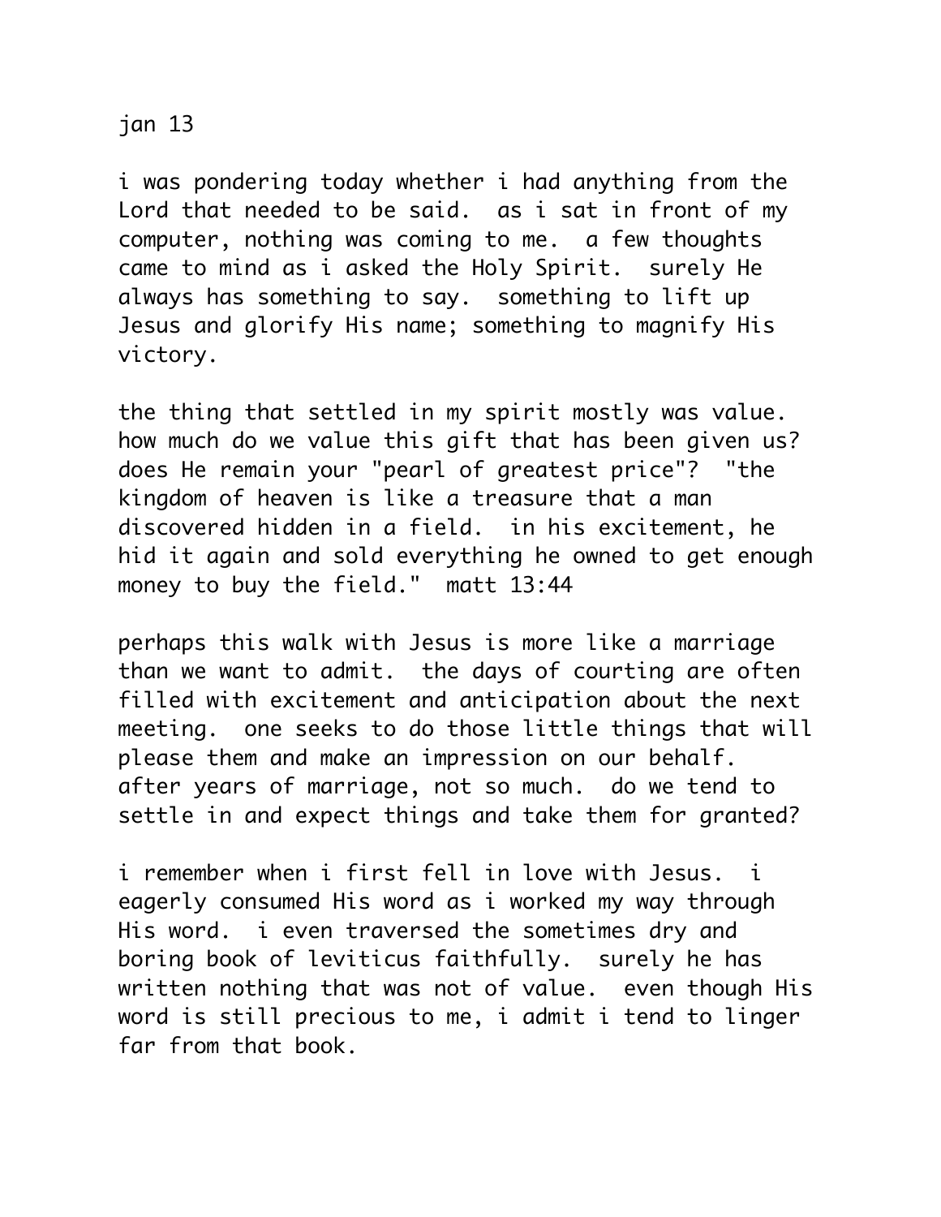jan 13

i was pondering today whether i had anything from the Lord that needed to be said. as i sat in front of my computer, nothing was coming to me. a few thoughts came to mind as i asked the Holy Spirit. surely He always has something to say. something to lift up Jesus and glorify His name; something to magnify His victory.

the thing that settled in my spirit mostly was value. how much do we value this gift that has been given us? does He remain your "pearl of greatest price"? "the kingdom of heaven is like a treasure that a man discovered hidden in a field. in his excitement, he hid it again and sold everything he owned to get enough money to buy the field." matt 13:44

perhaps this walk with Jesus is more like a marriage than we want to admit. the days of courting are often filled with excitement and anticipation about the next meeting. one seeks to do those little things that will please them and make an impression on our behalf. after years of marriage, not so much. do we tend to settle in and expect things and take them for granted?

i remember when i first fell in love with Jesus. i eagerly consumed His word as i worked my way through His word. i even traversed the sometimes dry and boring book of leviticus faithfully. surely he has written nothing that was not of value. even though His word is still precious to me, i admit i tend to linger far from that book.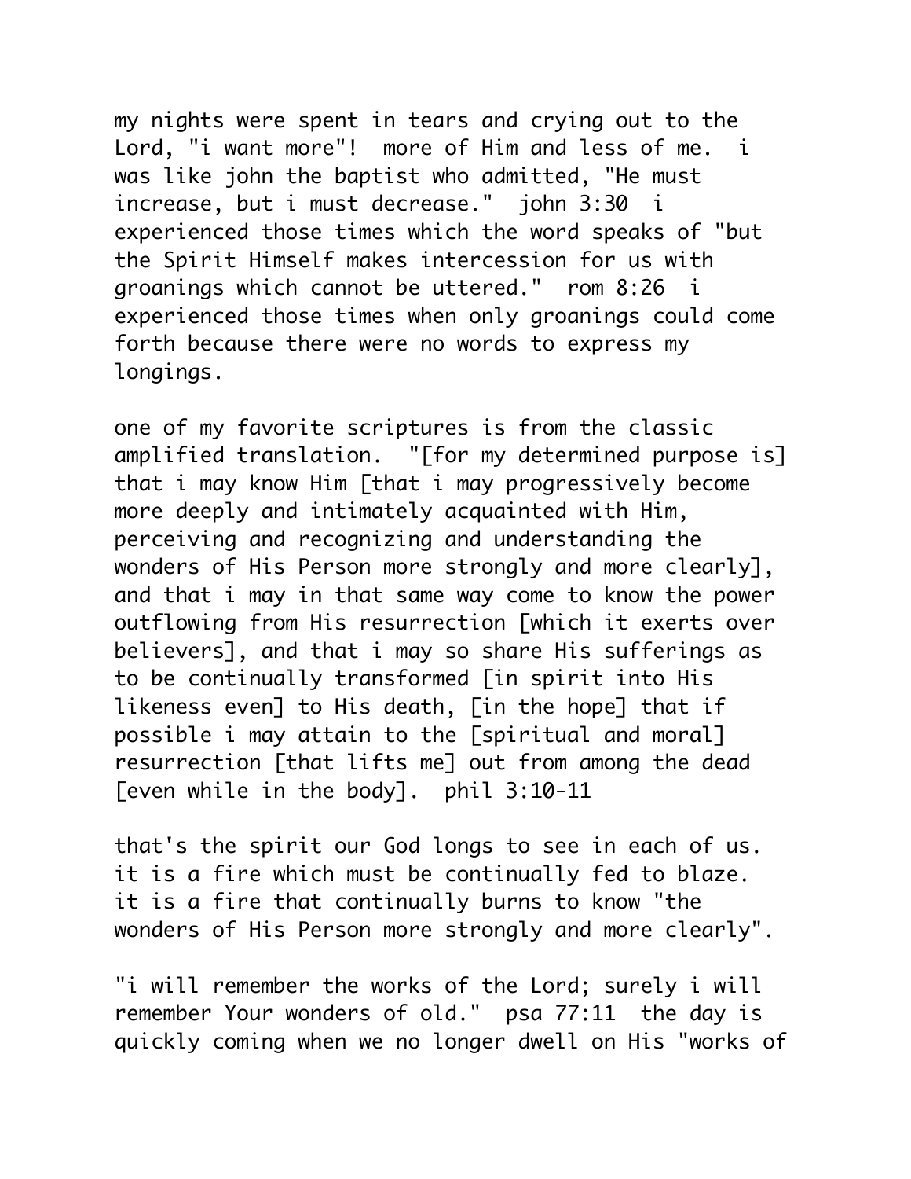my nights were spent in tears and crying out to the Lord, "i want more"! more of Him and less of me. i was like john the baptist who admitted, "He must increase, but i must decrease." john 3:30 i experienced those times which the word speaks of "but the Spirit Himself makes intercession for us with groanings which cannot be uttered." rom 8:26 i experienced those times when only groanings could come forth because there were no words to express my longings.

one of my favorite scriptures is from the classic amplified translation. "[for my determined purpose is] that i may know Him [that i may progressively become more deeply and intimately acquainted with Him, perceiving and recognizing and understanding the wonders of His Person more strongly and more clearly], and that i may in that same way come to know the power outflowing from His resurrection [which it exerts over believers], and that i may so share His sufferings as to be continually transformed [in spirit into His likeness even] to His death, [in the hope] that if possible i may attain to the [spiritual and moral] resurrection [that lifts me] out from among the dead [even while in the body]. phil 3:10-11

that's the spirit our God longs to see in each of us. it is a fire which must be continually fed to blaze. it is a fire that continually burns to know "the wonders of His Person more strongly and more clearly".

"i will remember the works of the Lord; surely i will remember Your wonders of old." psa 77:11 the day is quickly coming when we no longer dwell on His "works of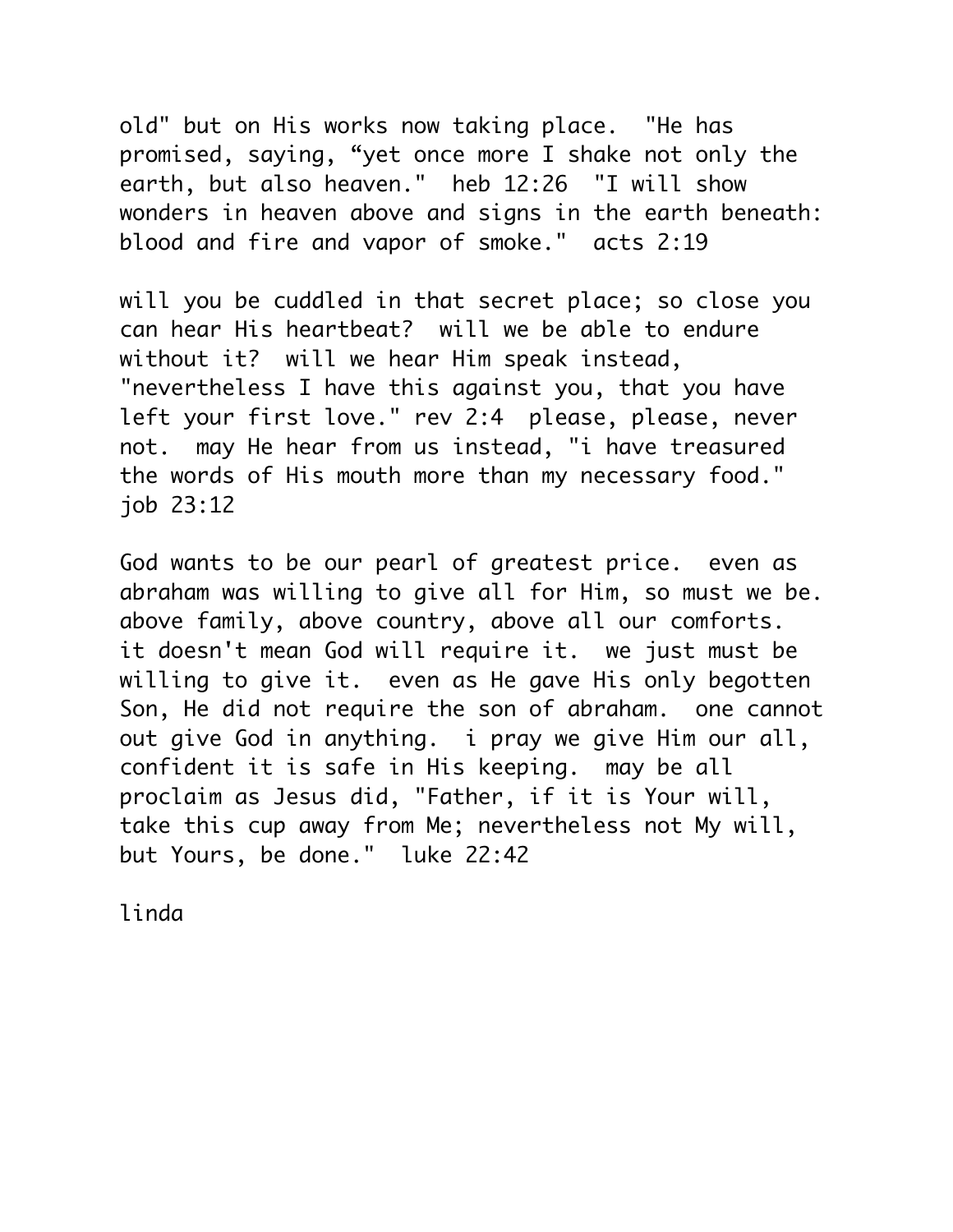old" but on His works now taking place. "He has promised, saying, “yet once more I shake not only the earth, but also heaven." heb 12:26 "I will show wonders in heaven above and signs in the earth beneath: blood and fire and vapor of smoke." acts 2:19

will you be cuddled in that secret place; so close you can hear His heartbeat? will we be able to endure without it? will we hear Him speak instead, "nevertheless I have this against you, that you have left your first love." rev 2:4 please, please, never not. may He hear from us instead, "i have treasured the words of His mouth more than my necessary food." job 23:12

God wants to be our pearl of greatest price. even as abraham was willing to give all for Him, so must we be. above family, above country, above all our comforts. it doesn't mean God will require it. we just must be willing to give it. even as He gave His only begotten Son, He did not require the son of abraham. one cannot out give God in anything. i pray we give Him our all, confident it is safe in His keeping. may be all proclaim as Jesus did, "Father, if it is Your will, take this cup away from Me; nevertheless not My will, but Yours, be done." luke 22:42

linda